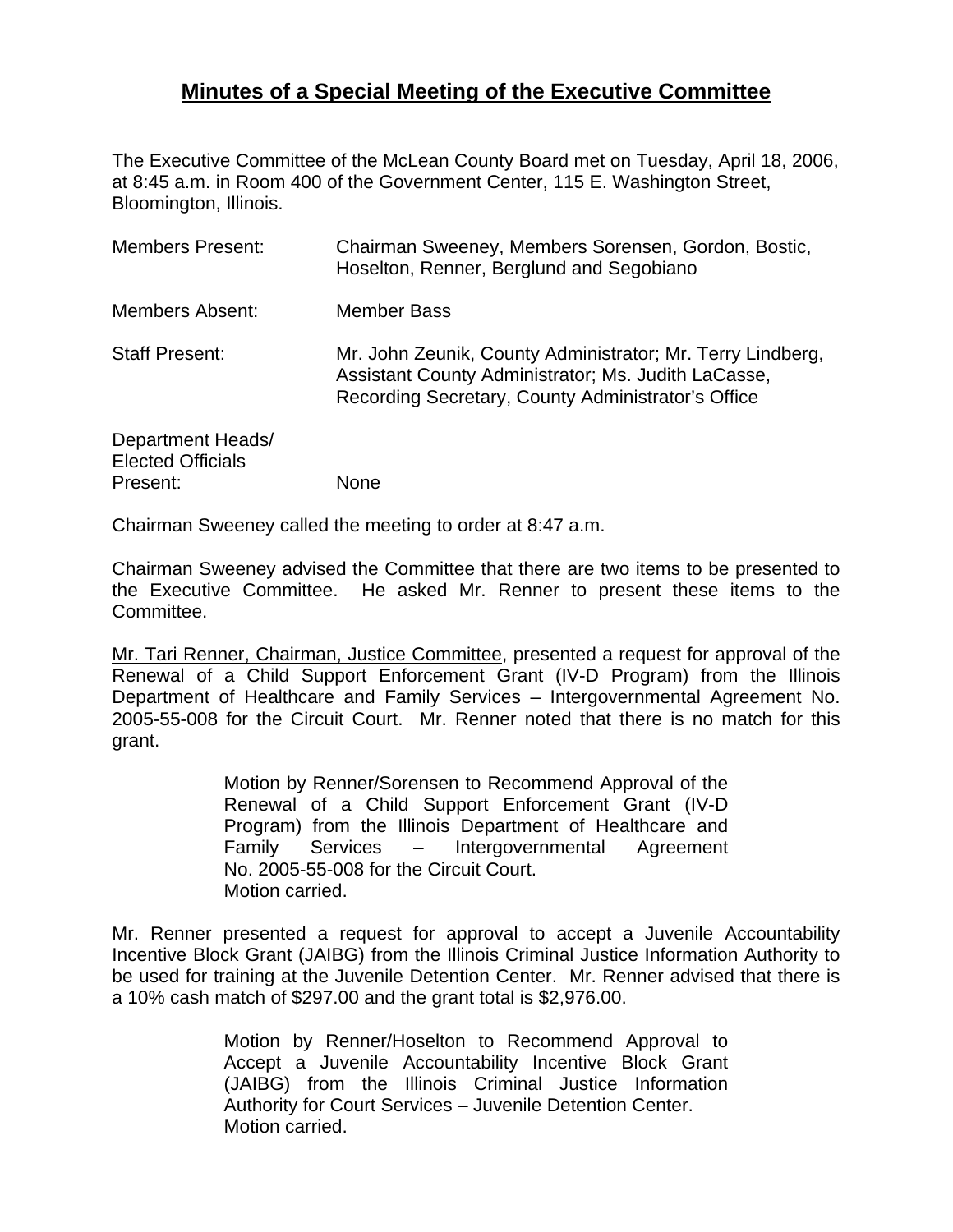# Minutes of a Special Meeting of the Executive Committee

The Executive Committee of the McLean County Board met on Tuesday, April 18, 2006, at 8:45 a.m. in Room 400 of the Government Center, 115 E. Washington Street, Bloomington, Illinois.

| | |
|---|---|
| Members Present: | Chairman Sweeney, Members Sorensen, Gordon, Bostic, Hoselton, Renner, Berglund and Segobiano |
| Members Absent: | Member Bass |
| Staff Present: | Mr. John Zeunik, County Administrator; Mr. Terry Lindberg, Assistant County Administrator; Ms. Judith LaCasse, Recording Secretary, County Administrator's Office |
| Department Heads/ Elected Officials Present: | None |

Chairman Sweeney called the meeting to order at 8:47 a.m.

Chairman Sweeney advised the Committee that there are two items to be presented to the Executive Committee. He asked Mr. Renner to present these items to the Committee.

Mr. Tari Renner, Chairman, Justice Committee, presented a request for approval of the Renewal of a Child Support Enforcement Grant (IV-D Program) from the Illinois Department of Healthcare and Family Services – Intergovernmental Agreement No. 2005-55-008 for the Circuit Court. Mr. Renner noted that there is no match for this grant.

> Motion by Renner/Sorensen to Recommend Approval of the Renewal of a Child Support Enforcement Grant (IV-D Program) from the Illinois Department of Healthcare and Family Services – Intergovernmental Agreement No. 2005-55-008 for the Circuit Court.
> Motion carried.

Mr. Renner presented a request for approval to accept a Juvenile Accountability Incentive Block Grant (JAIBG) from the Illinois Criminal Justice Information Authority to be used for training at the Juvenile Detention Center. Mr. Renner advised that there is a 10% cash match of $297.00 and the grant total is $2,976.00.

> Motion by Renner/Hoselton to Recommend Approval to Accept a Juvenile Accountability Incentive Block Grant (JAIBG) from the Illinois Criminal Justice Information Authority for Court Services – Juvenile Detention Center.
> Motion carried.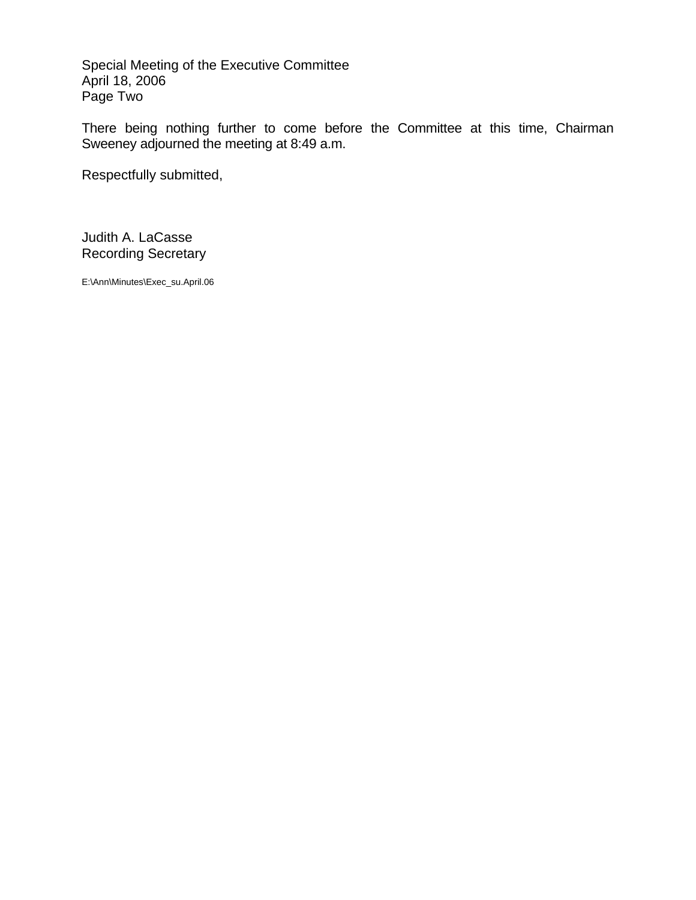There being nothing further to come before the Committee at this time, Chairman Sweeney adjourned the meeting at 8:49 a.m.

Respectfully submitted,

Judith A. LaCasse
Recording Secretary

E:\Ann\Minutes\Exec_su.April.06